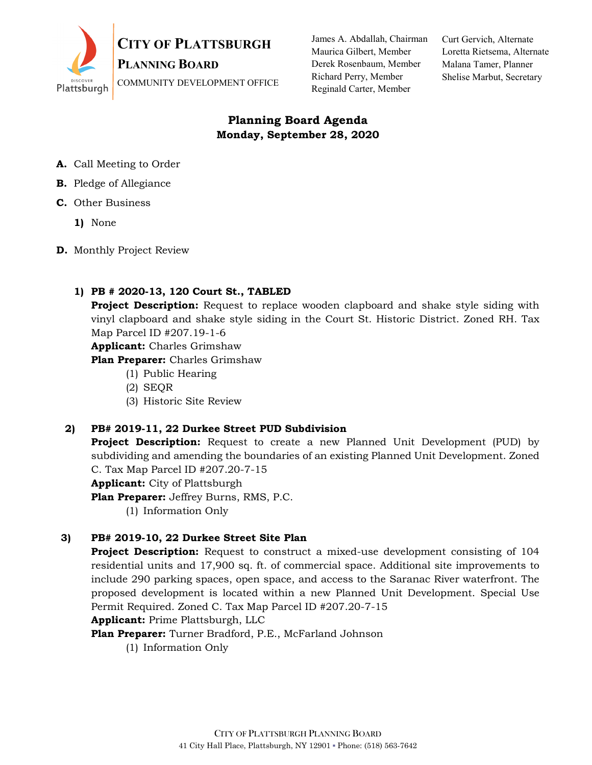# City of Plattsburgh

## Planning Board

COMMUNITY DEVELOPMENT OFFICE

James A. Abdallah, Chairman
Maurica Gilbert, Member
Derek Rosenbaum, Member
Richard Perry, Member
Reginald Carter, Member

Curt Gervich, Alternate
Loretta Rietsema, Alternate
Malana Tamer, Planner
Shelise Marbut, Secretary

**Planning Board Agenda**
**Monday, September 28, 2020**

**A.** Call Meeting to Order

**B.** Pledge of Allegiance

**C.** Other Business

**1)** None

**D.** Monthly Project Review

**1) PB # 2020-13, 120 Court St., TABLED**
**Project Description:** Request to replace wooden clapboard and shake style siding with vinyl clapboard and shake style siding in the Court St. Historic District. Zoned RH. Tax Map Parcel ID #207.19-1-6
**Applicant:** Charles Grimshaw
**Plan Preparer:** Charles Grimshaw
(1) Public Hearing
(2) SEQR
(3) Historic Site Review

**2) PB# 2019-11, 22 Durkee Street PUD Subdivision**
**Project Description:** Request to create a new Planned Unit Development (PUD) by subdividing and amending the boundaries of an existing Planned Unit Development. Zoned C. Tax Map Parcel ID #207.20-7-15
**Applicant:** City of Plattsburgh
**Plan Preparer:** Jeffrey Burns, RMS, P.C.
(1) Information Only

**3) PB# 2019-10, 22 Durkee Street Site Plan**
**Project Description:** Request to construct a mixed-use development consisting of 104 residential units and 17,900 sq. ft. of commercial space. Additional site improvements to include 290 parking spaces, open space, and access to the Saranac River waterfront. The proposed development is located within a new Planned Unit Development. Special Use Permit Required. Zoned C. Tax Map Parcel ID #207.20-7-15
**Applicant:** Prime Plattsburgh, LLC
**Plan Preparer:** Turner Bradford, P.E., McFarland Johnson
(1) Information Only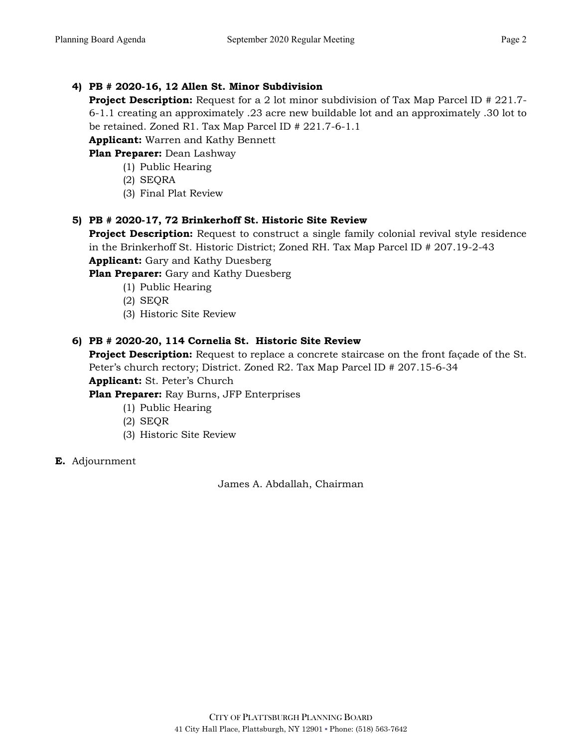**4) PB # 2020-16, 12 Allen St. Minor Subdivision**

**Project Description:** Request for a 2 lot minor subdivision of Tax Map Parcel ID # 221.7-6-1.1 creating an approximately .23 acre new buildable lot and an approximately .30 lot to be retained. Zoned R1. Tax Map Parcel ID # 221.7-6-1.1

**Applicant:** Warren and Kathy Bennett

**Plan Preparer:** Dean Lashway

(1) Public Hearing
(2) SEQRA
(3) Final Plat Review

**5) PB # 2020-17, 72 Brinkerhoff St. Historic Site Review**

**Project Description:** Request to construct a single family colonial revival style residence in the Brinkerhoff St. Historic District; Zoned RH. Tax Map Parcel ID # 207.19-2-43

**Applicant:** Gary and Kathy Duesberg

**Plan Preparer:** Gary and Kathy Duesberg

(1) Public Hearing
(2) SEQR
(3) Historic Site Review

**6) PB # 2020-20, 114 Cornelia St. Historic Site Review**

**Project Description:** Request to replace a concrete staircase on the front façade of the St. Peter's church rectory; District. Zoned R2. Tax Map Parcel ID # 207.15-6-34

**Applicant:** St. Peter's Church

**Plan Preparer:** Ray Burns, JFP Enterprises

(1) Public Hearing
(2) SEQR
(3) Historic Site Review

**E.** Adjournment

James A. Abdallah, Chairman

CITY OF PLATTSBURGH PLANNING BOARD
41 City Hall Place, Plattsburgh, NY 12901 ▪ Phone: (518) 563-7642